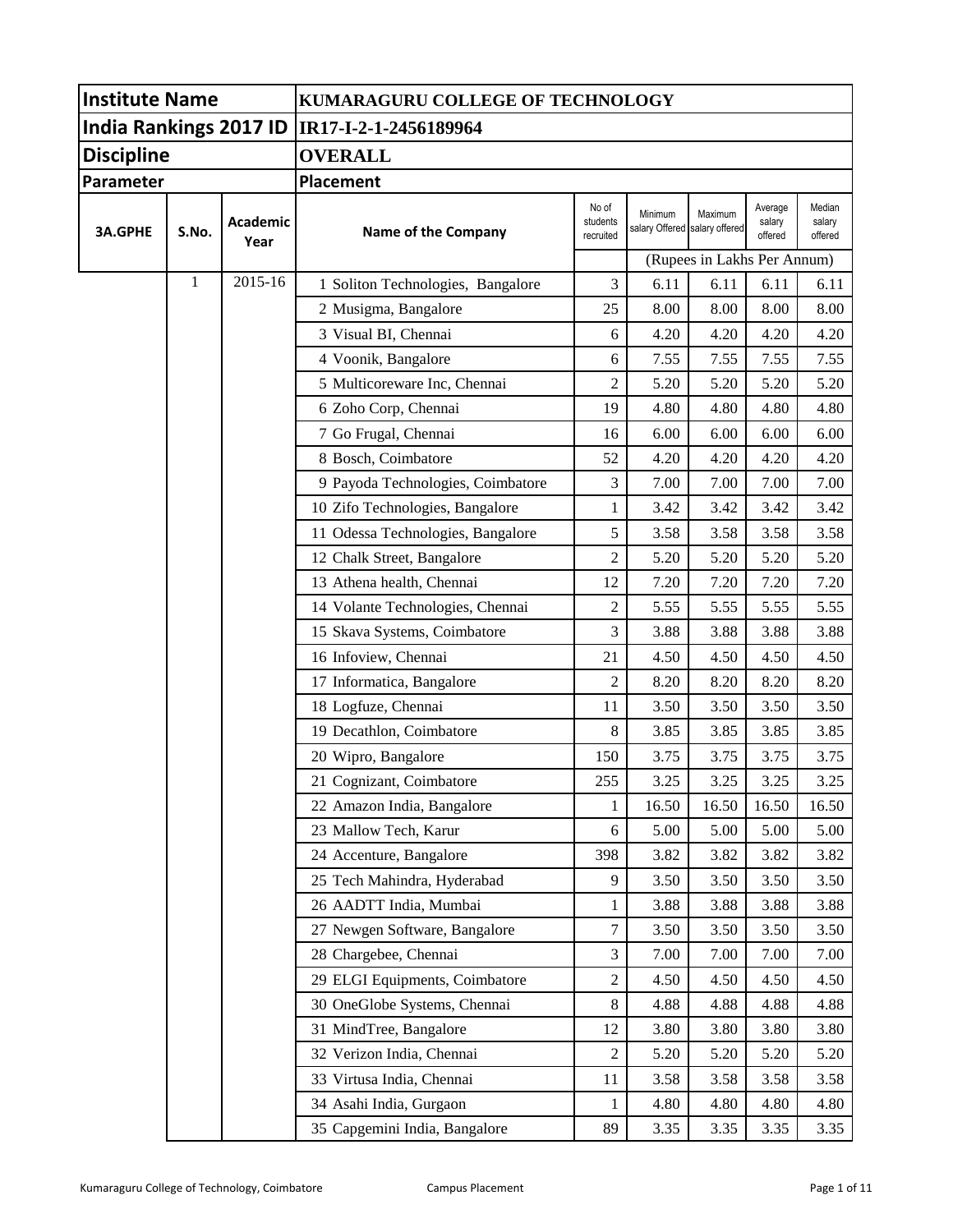| Institute Name | | | KUMARAGURU COLLEGE OF TECHNOLOGY | | | | | |
|---|---|---|---|---|---|---|---|---|
| India Rankings 2017 ID | | | IR17-I-2-1-2456189964 | | | | | |
| Discipline | | | OVERALL | | | | | |
| Parameter | | | Placement | | | | | |
| 3A.GPHE | S.No. | Academic Year | Name of the Company | No of students recruited | Minimum salary Offered | Maximum salary offered | Average salary offered | Median salary offered |
| | | | | | (Rupees in Lakhs Per Annum) | | | |
| | 1 | 2015-16 | 1 Soliton Technologies, Bangalore | 3 | 6.11 | 6.11 | 6.11 | 6.11 |
| | | | 2 Musigma, Bangalore | 25 | 8.00 | 8.00 | 8.00 | 8.00 |
| | | | 3 Visual BI, Chennai | 6 | 4.20 | 4.20 | 4.20 | 4.20 |
| | | | 4 Voonik, Bangalore | 6 | 7.55 | 7.55 | 7.55 | 7.55 |
| | | | 5 Multicoreware Inc, Chennai | 2 | 5.20 | 5.20 | 5.20 | 5.20 |
| | | | 6 Zoho Corp, Chennai | 19 | 4.80 | 4.80 | 4.80 | 4.80 |
| | | | 7 Go Frugal, Chennai | 16 | 6.00 | 6.00 | 6.00 | 6.00 |
| | | | 8 Bosch, Coimbatore | 52 | 4.20 | 4.20 | 4.20 | 4.20 |
| | | | 9 Payoda Technologies, Coimbatore | 3 | 7.00 | 7.00 | 7.00 | 7.00 |
| | | | 10 Zifo Technologies, Bangalore | 1 | 3.42 | 3.42 | 3.42 | 3.42 |
| | | | 11 Odessa Technologies, Bangalore | 5 | 3.58 | 3.58 | 3.58 | 3.58 |
| | | | 12 Chalk Street, Bangalore | 2 | 5.20 | 5.20 | 5.20 | 5.20 |
| | | | 13 Athena health, Chennai | 12 | 7.20 | 7.20 | 7.20 | 7.20 |
| | | | 14 Volante Technologies, Chennai | 2 | 5.55 | 5.55 | 5.55 | 5.55 |
| | | | 15 Skava Systems, Coimbatore | 3 | 3.88 | 3.88 | 3.88 | 3.88 |
| | | | 16 Infoview, Chennai | 21 | 4.50 | 4.50 | 4.50 | 4.50 |
| | | | 17 Informatica, Bangalore | 2 | 8.20 | 8.20 | 8.20 | 8.20 |
| | | | 18 Logfuze, Chennai | 11 | 3.50 | 3.50 | 3.50 | 3.50 |
| | | | 19 Decathlon, Coimbatore | 8 | 3.85 | 3.85 | 3.85 | 3.85 |
| | | | 20 Wipro, Bangalore | 150 | 3.75 | 3.75 | 3.75 | 3.75 |
| | | | 21 Cognizant, Coimbatore | 255 | 3.25 | 3.25 | 3.25 | 3.25 |
| | | | 22 Amazon India, Bangalore | 1 | 16.50 | 16.50 | 16.50 | 16.50 |
| | | | 23 Mallow Tech, Karur | 6 | 5.00 | 5.00 | 5.00 | 5.00 |
| | | | 24 Accenture, Bangalore | 398 | 3.82 | 3.82 | 3.82 | 3.82 |
| | | | 25 Tech Mahindra, Hyderabad | 9 | 3.50 | 3.50 | 3.50 | 3.50 |
| | | | 26 AADTT India, Mumbai | 1 | 3.88 | 3.88 | 3.88 | 3.88 |
| | | | 27 Newgen Software, Bangalore | 7 | 3.50 | 3.50 | 3.50 | 3.50 |
| | | | 28 Chargebee, Chennai | 3 | 7.00 | 7.00 | 7.00 | 7.00 |
| | | | 29 ELGI Equipments, Coimbatore | 2 | 4.50 | 4.50 | 4.50 | 4.50 |
| | | | 30 OneGlobe Systems, Chennai | 8 | 4.88 | 4.88 | 4.88 | 4.88 |
| | | | 31 MindTree, Bangalore | 12 | 3.80 | 3.80 | 3.80 | 3.80 |
| | | | 32 Verizon India, Chennai | 2 | 5.20 | 5.20 | 5.20 | 5.20 |
| | | | 33 Virtusa India, Chennai | 11 | 3.58 | 3.58 | 3.58 | 3.58 |
| | | | 34 Asahi India, Gurgaon | 1 | 4.80 | 4.80 | 4.80 | 4.80 |
| | | | 35 Capgemini India, Bangalore | 89 | 3.35 | 3.35 | 3.35 | 3.35 |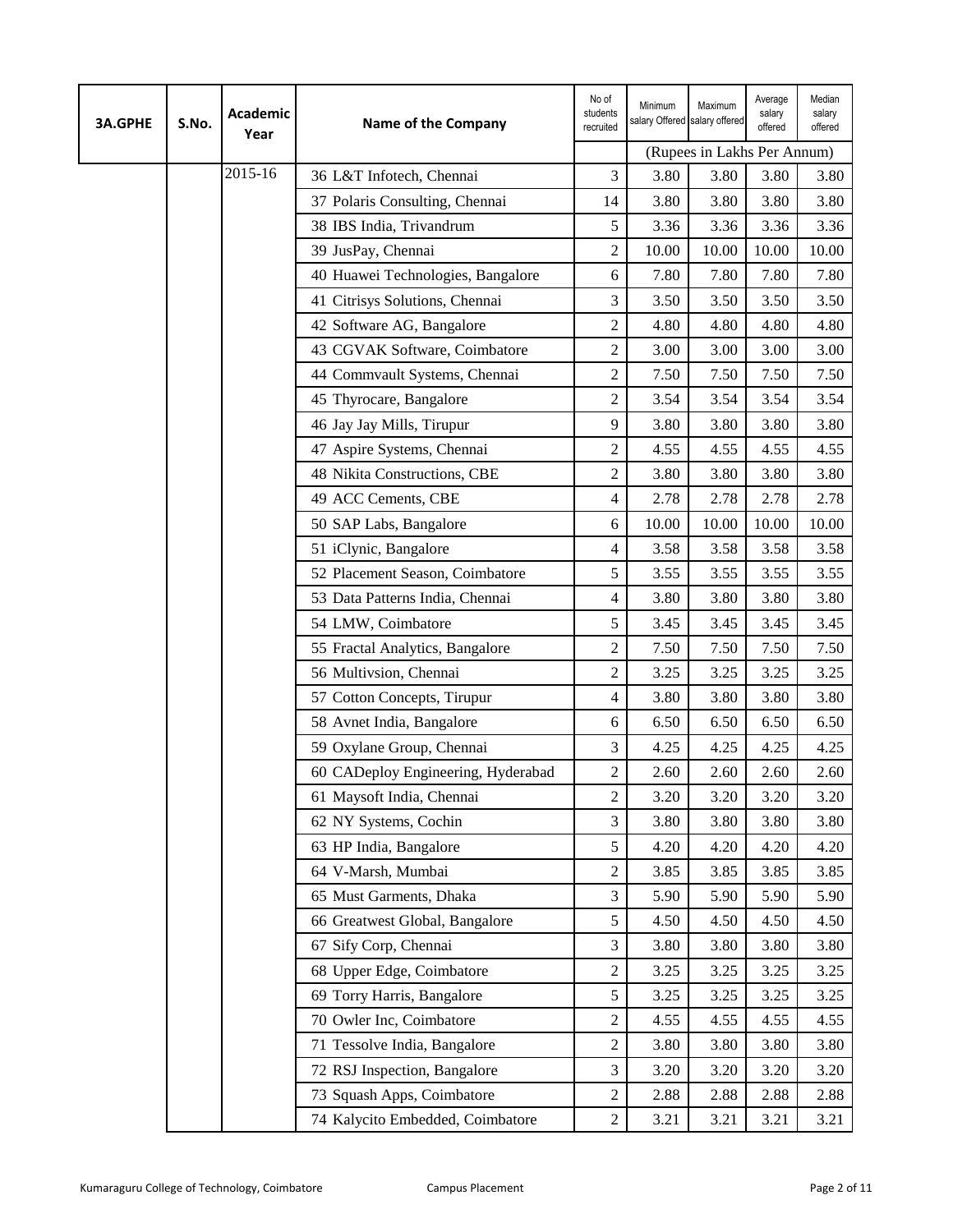| 3A.GPHE | S.No. | Academic Year | Name of the Company | No of students recruited | Minimum salary Offered | Maximum salary offered | Average salary offered | Median salary offered |
|---|---|---|---|---|---|---|---|---|
| | | | | | (Rupees in Lakhs Per Annum) | | | |
| | | 2015-16 | 36 L&T Infotech, Chennai | 3 | 3.80 | 3.80 | 3.80 | 3.80 |
| | | | 37 Polaris Consulting, Chennai | 14 | 3.80 | 3.80 | 3.80 | 3.80 |
| | | | 38 IBS India, Trivandrum | 5 | 3.36 | 3.36 | 3.36 | 3.36 |
| | | | 39 JusPay, Chennai | 2 | 10.00 | 10.00 | 10.00 | 10.00 |
| | | | 40 Huawei Technologies, Bangalore | 6 | 7.80 | 7.80 | 7.80 | 7.80 |
| | | | 41 Citrisys Solutions, Chennai | 3 | 3.50 | 3.50 | 3.50 | 3.50 |
| | | | 42 Software AG, Bangalore | 2 | 4.80 | 4.80 | 4.80 | 4.80 |
| | | | 43 CGVAK Software, Coimbatore | 2 | 3.00 | 3.00 | 3.00 | 3.00 |
| | | | 44 Commvault Systems, Chennai | 2 | 7.50 | 7.50 | 7.50 | 7.50 |
| | | | 45 Thyrocare, Bangalore | 2 | 3.54 | 3.54 | 3.54 | 3.54 |
| | | | 46 Jay Jay Mills, Tirupur | 9 | 3.80 | 3.80 | 3.80 | 3.80 |
| | | | 47 Aspire Systems, Chennai | 2 | 4.55 | 4.55 | 4.55 | 4.55 |
| | | | 48 Nikita Constructions, CBE | 2 | 3.80 | 3.80 | 3.80 | 3.80 |
| | | | 49 ACC Cements, CBE | 4 | 2.78 | 2.78 | 2.78 | 2.78 |
| | | | 50 SAP Labs, Bangalore | 6 | 10.00 | 10.00 | 10.00 | 10.00 |
| | | | 51 iClynic, Bangalore | 4 | 3.58 | 3.58 | 3.58 | 3.58 |
| | | | 52 Placement Season, Coimbatore | 5 | 3.55 | 3.55 | 3.55 | 3.55 |
| | | | 53 Data Patterns India, Chennai | 4 | 3.80 | 3.80 | 3.80 | 3.80 |
| | | | 54 LMW, Coimbatore | 5 | 3.45 | 3.45 | 3.45 | 3.45 |
| | | | 55 Fractal Analytics, Bangalore | 2 | 7.50 | 7.50 | 7.50 | 7.50 |
| | | | 56 Multivsion, Chennai | 2 | 3.25 | 3.25 | 3.25 | 3.25 |
| | | | 57 Cotton Concepts, Tirupur | 4 | 3.80 | 3.80 | 3.80 | 3.80 |
| | | | 58 Avnet India, Bangalore | 6 | 6.50 | 6.50 | 6.50 | 6.50 |
| | | | 59 Oxylane Group, Chennai | 3 | 4.25 | 4.25 | 4.25 | 4.25 |
| | | | 60 CADeploy Engineering, Hyderabad | 2 | 2.60 | 2.60 | 2.60 | 2.60 |
| | | | 61 Maysoft India, Chennai | 2 | 3.20 | 3.20 | 3.20 | 3.20 |
| | | | 62 NY Systems, Cochin | 3 | 3.80 | 3.80 | 3.80 | 3.80 |
| | | | 63 HP India, Bangalore | 5 | 4.20 | 4.20 | 4.20 | 4.20 |
| | | | 64 V-Marsh, Mumbai | 2 | 3.85 | 3.85 | 3.85 | 3.85 |
| | | | 65 Must Garments, Dhaka | 3 | 5.90 | 5.90 | 5.90 | 5.90 |
| | | | 66 Greatwest Global, Bangalore | 5 | 4.50 | 4.50 | 4.50 | 4.50 |
| | | | 67 Sify Corp, Chennai | 3 | 3.80 | 3.80 | 3.80 | 3.80 |
| | | | 68 Upper Edge, Coimbatore | 2 | 3.25 | 3.25 | 3.25 | 3.25 |
| | | | 69 Torry Harris, Bangalore | 5 | 3.25 | 3.25 | 3.25 | 3.25 |
| | | | 70 Owler Inc, Coimbatore | 2 | 4.55 | 4.55 | 4.55 | 4.55 |
| | | | 71 Tessolve India, Bangalore | 2 | 3.80 | 3.80 | 3.80 | 3.80 |
| | | | 72 RSJ Inspection, Bangalore | 3 | 3.20 | 3.20 | 3.20 | 3.20 |
| | | | 73 Squash Apps, Coimbatore | 2 | 2.88 | 2.88 | 2.88 | 2.88 |
| | | | 74 Kalycito Embedded, Coimbatore | 2 | 3.21 | 3.21 | 3.21 | 3.21 |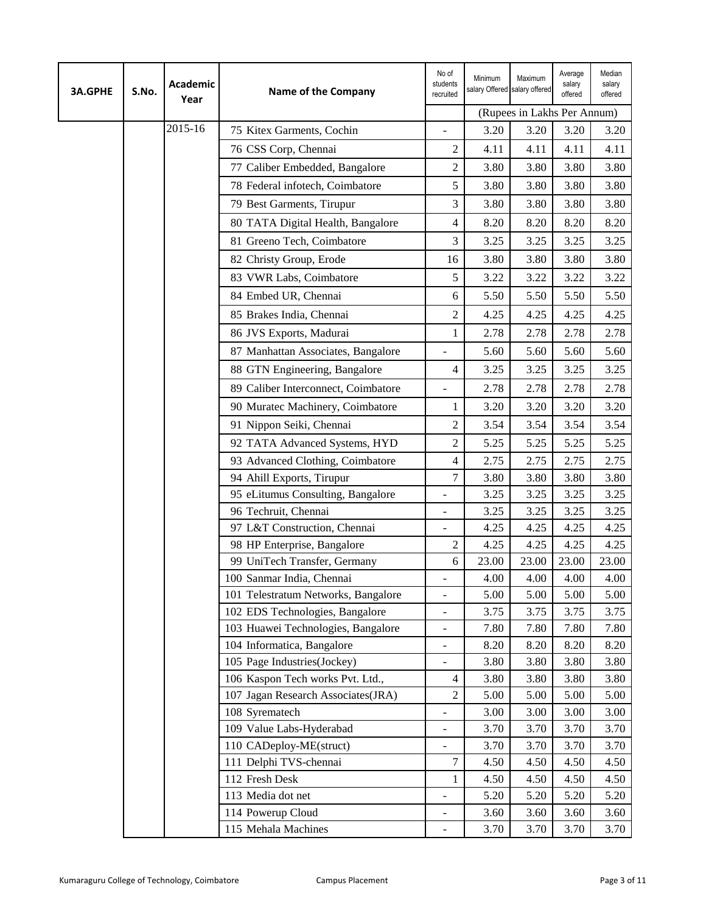| 3A.GPHE | S.No. | Academic Year | Name of the Company | No of students recruited | Minimum salary Offered | Maximum salary offered | Average salary offered | Median salary offered |
|---|---|---|---|---|---|---|---|---|
| | | | | | (Rupees in Lakhs Per Annum) | | | |
| | | 2015-16 | 75 Kitex Garments, Cochin | - | 3.20 | 3.20 | 3.20 | 3.20 |
| | | | 76 CSS Corp, Chennai | 2 | 4.11 | 4.11 | 4.11 | 4.11 |
| | | | 77 Caliber Embedded, Bangalore | 2 | 3.80 | 3.80 | 3.80 | 3.80 |
| | | | 78 Federal infotech, Coimbatore | 5 | 3.80 | 3.80 | 3.80 | 3.80 |
| | | | 79 Best Garments, Tirupur | 3 | 3.80 | 3.80 | 3.80 | 3.80 |
| | | | 80 TATA Digital Health, Bangalore | 4 | 8.20 | 8.20 | 8.20 | 8.20 |
| | | | 81 Greeno Tech, Coimbatore | 3 | 3.25 | 3.25 | 3.25 | 3.25 |
| | | | 82 Christy Group, Erode | 16 | 3.80 | 3.80 | 3.80 | 3.80 |
| | | | 83 VWR Labs, Coimbatore | 5 | 3.22 | 3.22 | 3.22 | 3.22 |
| | | | 84 Embed UR, Chennai | 6 | 5.50 | 5.50 | 5.50 | 5.50 |
| | | | 85 Brakes India, Chennai | 2 | 4.25 | 4.25 | 4.25 | 4.25 |
| | | | 86 JVS Exports, Madurai | 1 | 2.78 | 2.78 | 2.78 | 2.78 |
| | | | 87 Manhattan Associates, Bangalore | - | 5.60 | 5.60 | 5.60 | 5.60 |
| | | | 88 GTN Engineering, Bangalore | 4 | 3.25 | 3.25 | 3.25 | 3.25 |
| | | | 89 Caliber Interconnect, Coimbatore | - | 2.78 | 2.78 | 2.78 | 2.78 |
| | | | 90 Muratec Machinery, Coimbatore | 1 | 3.20 | 3.20 | 3.20 | 3.20 |
| | | | 91 Nippon Seiki, Chennai | 2 | 3.54 | 3.54 | 3.54 | 3.54 |
| | | | 92 TATA Advanced Systems, HYD | 2 | 5.25 | 5.25 | 5.25 | 5.25 |
| | | | 93 Advanced Clothing, Coimbatore | 4 | 2.75 | 2.75 | 2.75 | 2.75 |
| | | | 94 Ahill Exports, Tirupur | 7 | 3.80 | 3.80 | 3.80 | 3.80 |
| | | | 95 eLitumus Consulting, Bangalore | - | 3.25 | 3.25 | 3.25 | 3.25 |
| | | | 96 Techruit, Chennai | - | 3.25 | 3.25 | 3.25 | 3.25 |
| | | | 97 L&T Construction, Chennai | - | 4.25 | 4.25 | 4.25 | 4.25 |
| | | | 98 HP Enterprise, Bangalore | 2 | 4.25 | 4.25 | 4.25 | 4.25 |
| | | | 99 UniTech Transfer, Germany | 6 | 23.00 | 23.00 | 23.00 | 23.00 |
| | | | 100 Sanmar India, Chennai | - | 4.00 | 4.00 | 4.00 | 4.00 |
| | | | 101 Telestratum Networks, Bangalore | - | 5.00 | 5.00 | 5.00 | 5.00 |
| | | | 102 EDS Technologies, Bangalore | - | 3.75 | 3.75 | 3.75 | 3.75 |
| | | | 103 Huawei Technologies, Bangalore | - | 7.80 | 7.80 | 7.80 | 7.80 |
| | | | 104 Informatica, Bangalore | - | 8.20 | 8.20 | 8.20 | 8.20 |
| | | | 105 Page Industries(Jockey) | - | 3.80 | 3.80 | 3.80 | 3.80 |
| | | | 106 Kaspon Tech works Pvt. Ltd., | 4 | 3.80 | 3.80 | 3.80 | 3.80 |
| | | | 107 Jagan Research Associates(JRA) | 2 | 5.00 | 5.00 | 5.00 | 5.00 |
| | | | 108 Syrematech | - | 3.00 | 3.00 | 3.00 | 3.00 |
| | | | 109 Value Labs-Hyderabad | - | 3.70 | 3.70 | 3.70 | 3.70 |
| | | | 110 CADeploy-ME(struct) | - | 3.70 | 3.70 | 3.70 | 3.70 |
| | | | 111 Delphi TVS-chennai | 7 | 4.50 | 4.50 | 4.50 | 4.50 |
| | | | 112 Fresh Desk | 1 | 4.50 | 4.50 | 4.50 | 4.50 |
| | | | 113 Media dot net | - | 5.20 | 5.20 | 5.20 | 5.20 |
| | | | 114 Powerup Cloud | - | 3.60 | 3.60 | 3.60 | 3.60 |
| | | | 115 Mehala Machines | - | 3.70 | 3.70 | 3.70 | 3.70 |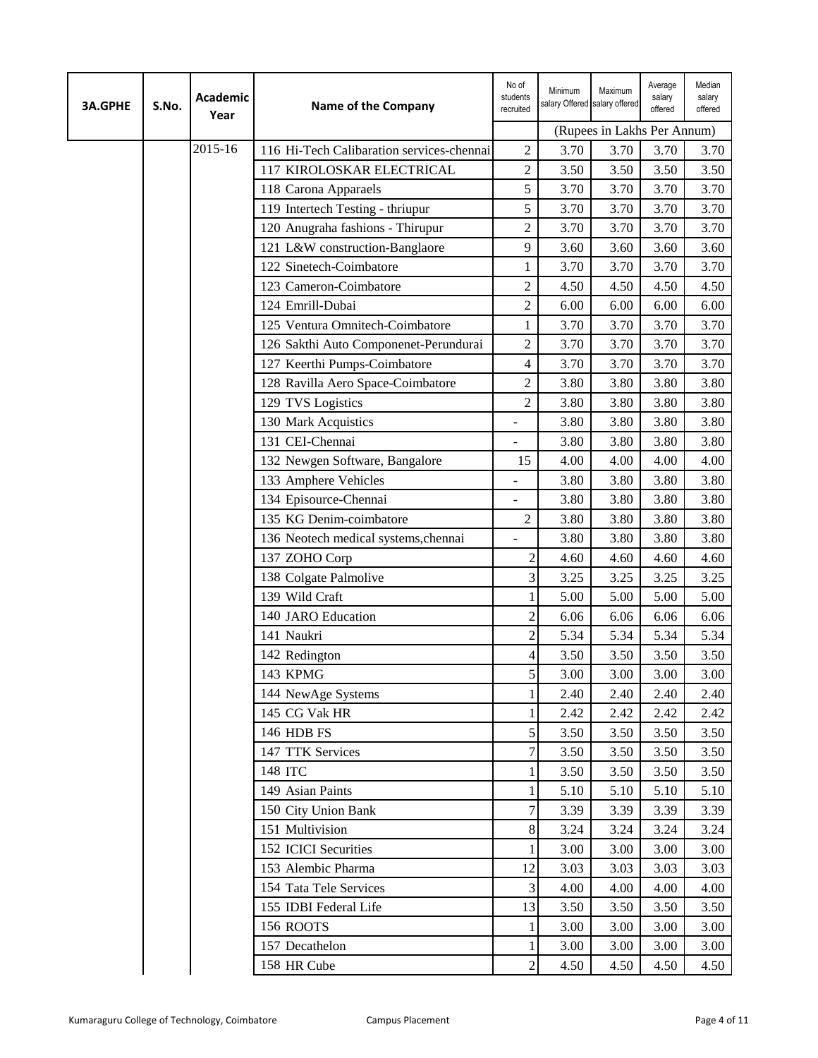| 3A.GPHE | S.No. | Academic Year | Name of the Company | No of students recruited | Minimum salary Offered | Maximum salary offered | Average salary offered | Median salary offered |
|---|---|---|---|---|---|---|---|---|
| | | | | | (Rupees in Lakhs Per Annum) | | | |
| | | 2015-16 | 116 Hi-Tech Calibaration services-chennai | 2 | 3.70 | 3.70 | 3.70 | 3.70 |
| | | | 117 KIROLOSKAR ELECTRICAL | 2 | 3.50 | 3.50 | 3.50 | 3.50 |
| | | | 118 Carona Apparaels | 5 | 3.70 | 3.70 | 3.70 | 3.70 |
| | | | 119 Intertech Testing - thriupur | 5 | 3.70 | 3.70 | 3.70 | 3.70 |
| | | | 120 Anugraha fashions - Thirupur | 2 | 3.70 | 3.70 | 3.70 | 3.70 |
| | | | 121 L&W construction-Banglaore | 9 | 3.60 | 3.60 | 3.60 | 3.60 |
| | | | 122 Sinetech-Coimbatore | 1 | 3.70 | 3.70 | 3.70 | 3.70 |
| | | | 123 Cameron-Coimbatore | 2 | 4.50 | 4.50 | 4.50 | 4.50 |
| | | | 124 Emrill-Dubai | 2 | 6.00 | 6.00 | 6.00 | 6.00 |
| | | | 125 Ventura Omnitech-Coimbatore | 1 | 3.70 | 3.70 | 3.70 | 3.70 |
| | | | 126 Sakthi Auto Componenet-Perundurai | 2 | 3.70 | 3.70 | 3.70 | 3.70 |
| | | | 127 Keerthi Pumps-Coimbatore | 4 | 3.70 | 3.70 | 3.70 | 3.70 |
| | | | 128 Ravilla Aero Space-Coimbatore | 2 | 3.80 | 3.80 | 3.80 | 3.80 |
| | | | 129 TVS Logistics | 2 | 3.80 | 3.80 | 3.80 | 3.80 |
| | | | 130 Mark Acquistics | - | 3.80 | 3.80 | 3.80 | 3.80 |
| | | | 131 CEI-Chennai | - | 3.80 | 3.80 | 3.80 | 3.80 |
| | | | 132 Newgen Software, Bangalore | 15 | 4.00 | 4.00 | 4.00 | 4.00 |
| | | | 133 Amphere Vehicles | - | 3.80 | 3.80 | 3.80 | 3.80 |
| | | | 134 Episource-Chennai | - | 3.80 | 3.80 | 3.80 | 3.80 |
| | | | 135 KG Denim-coimbatore | 2 | 3.80 | 3.80 | 3.80 | 3.80 |
| | | | 136 Neotech medical systems,chennai | - | 3.80 | 3.80 | 3.80 | 3.80 |
| | | | 137 ZOHO Corp | 2 | 4.60 | 4.60 | 4.60 | 4.60 |
| | | | 138 Colgate Palmolive | 3 | 3.25 | 3.25 | 3.25 | 3.25 |
| | | | 139 Wild Craft | 1 | 5.00 | 5.00 | 5.00 | 5.00 |
| | | | 140 JARO Education | 2 | 6.06 | 6.06 | 6.06 | 6.06 |
| | | | 141 Naukri | 2 | 5.34 | 5.34 | 5.34 | 5.34 |
| | | | 142 Redington | 4 | 3.50 | 3.50 | 3.50 | 3.50 |
| | | | 143 KPMG | 5 | 3.00 | 3.00 | 3.00 | 3.00 |
| | | | 144 NewAge Systems | 1 | 2.40 | 2.40 | 2.40 | 2.40 |
| | | | 145 CG Vak HR | 1 | 2.42 | 2.42 | 2.42 | 2.42 |
| | | | 146 HDB FS | 5 | 3.50 | 3.50 | 3.50 | 3.50 |
| | | | 147 TTK Services | 7 | 3.50 | 3.50 | 3.50 | 3.50 |
| | | | 148 ITC | 1 | 3.50 | 3.50 | 3.50 | 3.50 |
| | | | 149 Asian Paints | 1 | 5.10 | 5.10 | 5.10 | 5.10 |
| | | | 150 City Union Bank | 7 | 3.39 | 3.39 | 3.39 | 3.39 |
| | | | 151 Multivision | 8 | 3.24 | 3.24 | 3.24 | 3.24 |
| | | | 152 ICICI Securities | 1 | 3.00 | 3.00 | 3.00 | 3.00 |
| | | | 153 Alembic Pharma | 12 | 3.03 | 3.03 | 3.03 | 3.03 |
| | | | 154 Tata Tele Services | 3 | 4.00 | 4.00 | 4.00 | 4.00 |
| | | | 155 IDBI Federal Life | 13 | 3.50 | 3.50 | 3.50 | 3.50 |
| | | | 156 ROOTS | 1 | 3.00 | 3.00 | 3.00 | 3.00 |
| | | | 157 Decathelon | 1 | 3.00 | 3.00 | 3.00 | 3.00 |
| | | | 158 HR Cube | 2 | 4.50 | 4.50 | 4.50 | 4.50 |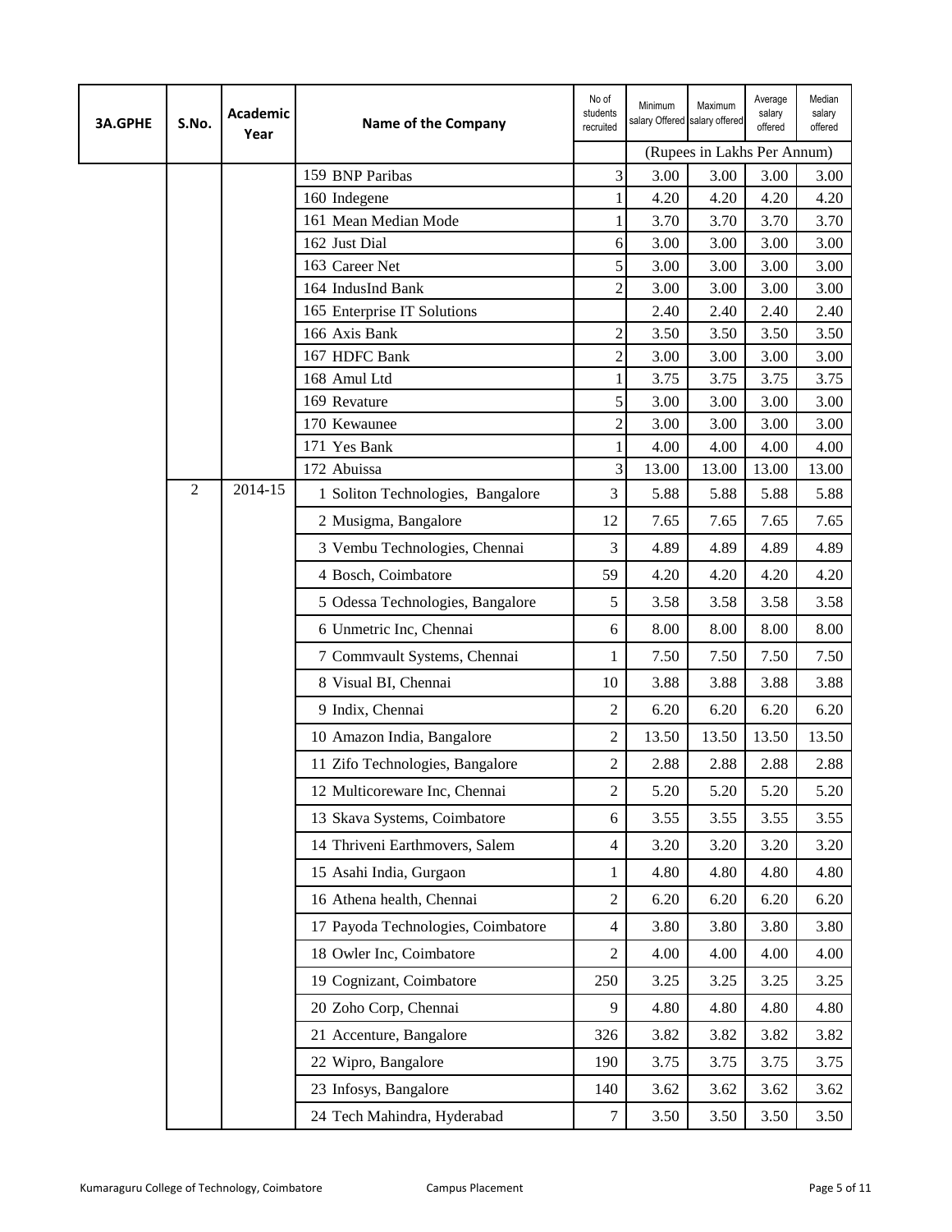| 3A.GPHE | S.No. | Academic Year | Name of the Company | No of students recruited | Minimum salary Offered | Maximum salary offered | Average salary offered | Median salary offered |
|---|---|---|---|---|---|---|---|---|
| | | | | | (Rupees in Lakhs Per Annum) | | | |
| | | | 159 BNP Paribas | 3 | 3.00 | 3.00 | 3.00 | 3.00 |
| | | | 160 Indegene | 1 | 4.20 | 4.20 | 4.20 | 4.20 |
| | | | 161 Mean Median Mode | 1 | 3.70 | 3.70 | 3.70 | 3.70 |
| | | | 162 Just Dial | 6 | 3.00 | 3.00 | 3.00 | 3.00 |
| | | | 163 Career Net | 5 | 3.00 | 3.00 | 3.00 | 3.00 |
| | | | 164 IndusInd Bank | 2 | 3.00 | 3.00 | 3.00 | 3.00 |
| | | | 165 Enterprise IT Solutions | | 2.40 | 2.40 | 2.40 | 2.40 |
| | | | 166 Axis Bank | 2 | 3.50 | 3.50 | 3.50 | 3.50 |
| | | | 167 HDFC Bank | 2 | 3.00 | 3.00 | 3.00 | 3.00 |
| | | | 168 Amul Ltd | 1 | 3.75 | 3.75 | 3.75 | 3.75 |
| | | | 169 Revature | 5 | 3.00 | 3.00 | 3.00 | 3.00 |
| | | | 170 Kewaunee | 2 | 3.00 | 3.00 | 3.00 | 3.00 |
| | | | 171 Yes Bank | 1 | 4.00 | 4.00 | 4.00 | 4.00 |
| | | | 172 Abuissa | 3 | 13.00 | 13.00 | 13.00 | 13.00 |
| | 2 | 2014-15 | 1 Soliton Technologies, Bangalore | 3 | 5.88 | 5.88 | 5.88 | 5.88 |
| | | | 2 Musigma, Bangalore | 12 | 7.65 | 7.65 | 7.65 | 7.65 |
| | | | 3 Vembu Technologies, Chennai | 3 | 4.89 | 4.89 | 4.89 | 4.89 |
| | | | 4 Bosch, Coimbatore | 59 | 4.20 | 4.20 | 4.20 | 4.20 |
| | | | 5 Odessa Technologies, Bangalore | 5 | 3.58 | 3.58 | 3.58 | 3.58 |
| | | | 6 Unmetric Inc, Chennai | 6 | 8.00 | 8.00 | 8.00 | 8.00 |
| | | | 7 Commvault Systems, Chennai | 1 | 7.50 | 7.50 | 7.50 | 7.50 |
| | | | 8 Visual BI, Chennai | 10 | 3.88 | 3.88 | 3.88 | 3.88 |
| | | | 9 Indix, Chennai | 2 | 6.20 | 6.20 | 6.20 | 6.20 |
| | | | 10 Amazon India, Bangalore | 2 | 13.50 | 13.50 | 13.50 | 13.50 |
| | | | 11 Zifo Technologies, Bangalore | 2 | 2.88 | 2.88 | 2.88 | 2.88 |
| | | | 12 Multicoreware Inc, Chennai | 2 | 5.20 | 5.20 | 5.20 | 5.20 |
| | | | 13 Skava Systems, Coimbatore | 6 | 3.55 | 3.55 | 3.55 | 3.55 |
| | | | 14 Thriveni Earthmovers, Salem | 4 | 3.20 | 3.20 | 3.20 | 3.20 |
| | | | 15 Asahi India, Gurgaon | 1 | 4.80 | 4.80 | 4.80 | 4.80 |
| | | | 16 Athena health, Chennai | 2 | 6.20 | 6.20 | 6.20 | 6.20 |
| | | | 17 Payoda Technologies, Coimbatore | 4 | 3.80 | 3.80 | 3.80 | 3.80 |
| | | | 18 Owler Inc, Coimbatore | 2 | 4.00 | 4.00 | 4.00 | 4.00 |
| | | | 19 Cognizant, Coimbatore | 250 | 3.25 | 3.25 | 3.25 | 3.25 |
| | | | 20 Zoho Corp, Chennai | 9 | 4.80 | 4.80 | 4.80 | 4.80 |
| | | | 21 Accenture, Bangalore | 326 | 3.82 | 3.82 | 3.82 | 3.82 |
| | | | 22 Wipro, Bangalore | 190 | 3.75 | 3.75 | 3.75 | 3.75 |
| | | | 23 Infosys, Bangalore | 140 | 3.62 | 3.62 | 3.62 | 3.62 |
| | | | 24 Tech Mahindra, Hyderabad | 7 | 3.50 | 3.50 | 3.50 | 3.50 |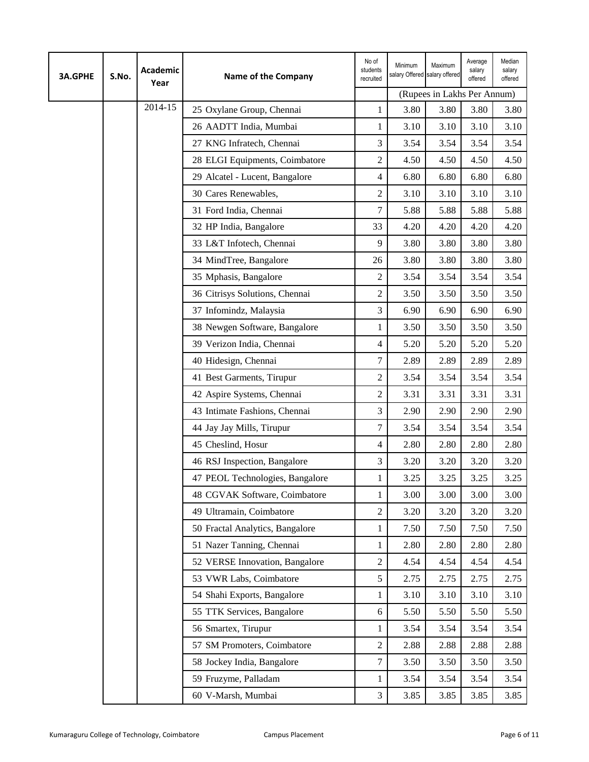| 3A.GPHE | S.No. | Academic Year | Name of the Company | No of students recruited | Minimum salary Offered | Maximum salary offered | Average salary offered | Median salary offered |
|---|---|---|---|---|---|---|---|---|
| | | | | | (Rupees in Lakhs Per Annum) | | | |
| | | 2014-15 | 25 Oxylane Group, Chennai | 1 | 3.80 | 3.80 | 3.80 | 3.80 |
| | | | 26 AADTT India, Mumbai | 1 | 3.10 | 3.10 | 3.10 | 3.10 |
| | | | 27 KNG Infratech, Chennai | 3 | 3.54 | 3.54 | 3.54 | 3.54 |
| | | | 28 ELGI Equipments, Coimbatore | 2 | 4.50 | 4.50 | 4.50 | 4.50 |
| | | | 29 Alcatel - Lucent, Bangalore | 4 | 6.80 | 6.80 | 6.80 | 6.80 |
| | | | 30 Cares Renewables, | 2 | 3.10 | 3.10 | 3.10 | 3.10 |
| | | | 31 Ford India, Chennai | 7 | 5.88 | 5.88 | 5.88 | 5.88 |
| | | | 32 HP India, Bangalore | 33 | 4.20 | 4.20 | 4.20 | 4.20 |
| | | | 33 L&T Infotech, Chennai | 9 | 3.80 | 3.80 | 3.80 | 3.80 |
| | | | 34 MindTree, Bangalore | 26 | 3.80 | 3.80 | 3.80 | 3.80 |
| | | | 35 Mphasis, Bangalore | 2 | 3.54 | 3.54 | 3.54 | 3.54 |
| | | | 36 Citrisys Solutions, Chennai | 2 | 3.50 | 3.50 | 3.50 | 3.50 |
| | | | 37 Infomindz, Malaysia | 3 | 6.90 | 6.90 | 6.90 | 6.90 |
| | | | 38 Newgen Software, Bangalore | 1 | 3.50 | 3.50 | 3.50 | 3.50 |
| | | | 39 Verizon India, Chennai | 4 | 5.20 | 5.20 | 5.20 | 5.20 |
| | | | 40 Hidesign, Chennai | 7 | 2.89 | 2.89 | 2.89 | 2.89 |
| | | | 41 Best Garments, Tirupur | 2 | 3.54 | 3.54 | 3.54 | 3.54 |
| | | | 42 Aspire Systems, Chennai | 2 | 3.31 | 3.31 | 3.31 | 3.31 |
| | | | 43 Intimate Fashions, Chennai | 3 | 2.90 | 2.90 | 2.90 | 2.90 |
| | | | 44 Jay Jay Mills, Tirupur | 7 | 3.54 | 3.54 | 3.54 | 3.54 |
| | | | 45 Cheslind, Hosur | 4 | 2.80 | 2.80 | 2.80 | 2.80 |
| | | | 46 RSJ Inspection, Bangalore | 3 | 3.20 | 3.20 | 3.20 | 3.20 |
| | | | 47 PEOL Technologies, Bangalore | 1 | 3.25 | 3.25 | 3.25 | 3.25 |
| | | | 48 CGVAK Software, Coimbatore | 1 | 3.00 | 3.00 | 3.00 | 3.00 |
| | | | 49 Ultramain, Coimbatore | 2 | 3.20 | 3.20 | 3.20 | 3.20 |
| | | | 50 Fractal Analytics, Bangalore | 1 | 7.50 | 7.50 | 7.50 | 7.50 |
| | | | 51 Nazer Tanning, Chennai | 1 | 2.80 | 2.80 | 2.80 | 2.80 |
| | | | 52 VERSE Innovation, Bangalore | 2 | 4.54 | 4.54 | 4.54 | 4.54 |
| | | | 53 VWR Labs, Coimbatore | 5 | 2.75 | 2.75 | 2.75 | 2.75 |
| | | | 54 Shahi Exports, Bangalore | 1 | 3.10 | 3.10 | 3.10 | 3.10 |
| | | | 55 TTK Services, Bangalore | 6 | 5.50 | 5.50 | 5.50 | 5.50 |
| | | | 56 Smartex, Tirupur | 1 | 3.54 | 3.54 | 3.54 | 3.54 |
| | | | 57 SM Promoters, Coimbatore | 2 | 2.88 | 2.88 | 2.88 | 2.88 |
| | | | 58 Jockey India, Bangalore | 7 | 3.50 | 3.50 | 3.50 | 3.50 |
| | | | 59 Fruzyme, Palladam | 1 | 3.54 | 3.54 | 3.54 | 3.54 |
| | | | 60 V-Marsh, Mumbai | 3 | 3.85 | 3.85 | 3.85 | 3.85 |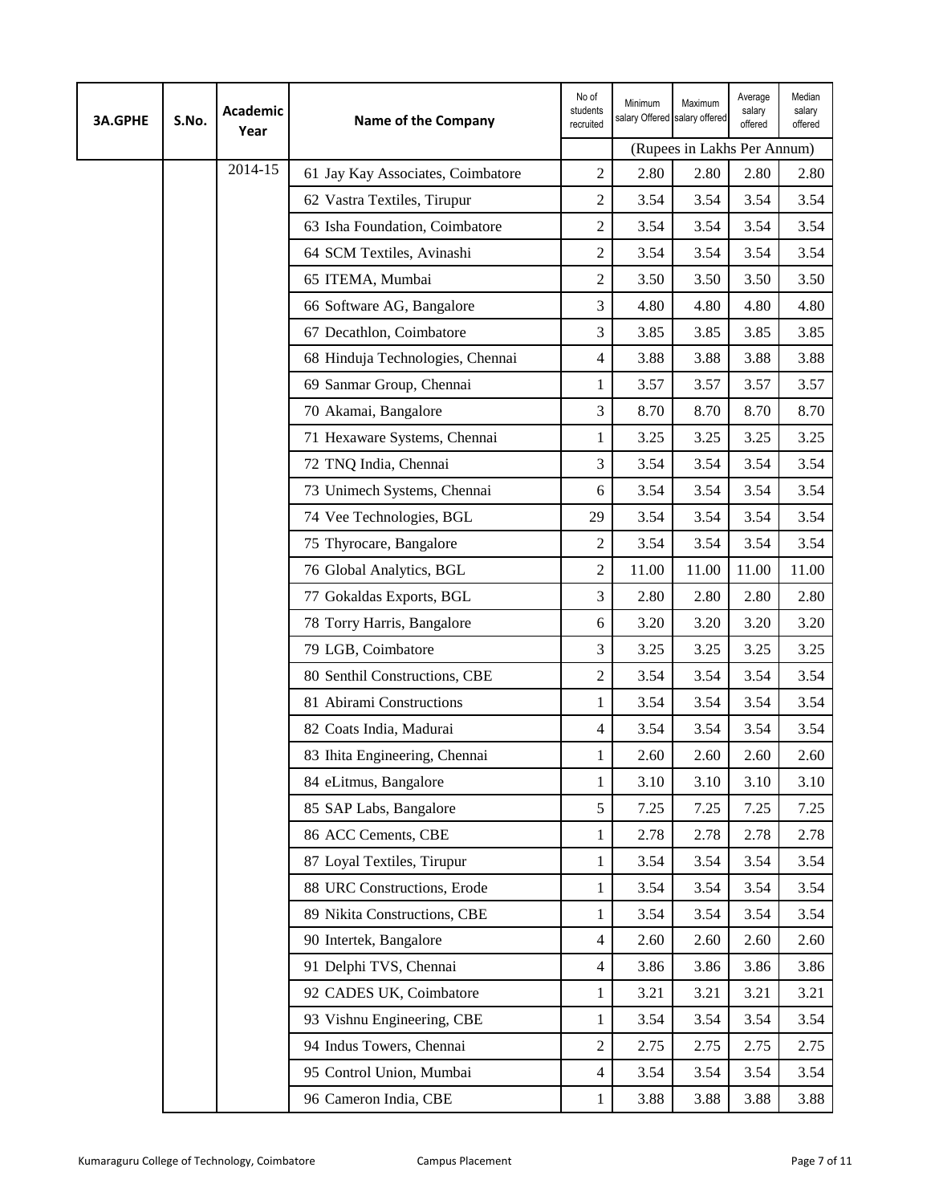| 3A.GPHE | S.No. | Academic Year | Name of the Company | No of students recruited | Minimum salary Offered | Maximum salary offered | Average salary offered | Median salary offered |
|---|---|---|---|---|---|---|---|---|
| | | | | | (Rupees in Lakhs Per Annum) | | | |
| | | 2014-15 | 61 Jay Kay Associates, Coimbatore | 2 | 2.80 | 2.80 | 2.80 | 2.80 |
| | | | 62 Vastra Textiles, Tirupur | 2 | 3.54 | 3.54 | 3.54 | 3.54 |
| | | | 63 Isha Foundation, Coimbatore | 2 | 3.54 | 3.54 | 3.54 | 3.54 |
| | | | 64 SCM Textiles, Avinashi | 2 | 3.54 | 3.54 | 3.54 | 3.54 |
| | | | 65 ITEMA, Mumbai | 2 | 3.50 | 3.50 | 3.50 | 3.50 |
| | | | 66 Software AG, Bangalore | 3 | 4.80 | 4.80 | 4.80 | 4.80 |
| | | | 67 Decathlon, Coimbatore | 3 | 3.85 | 3.85 | 3.85 | 3.85 |
| | | | 68 Hinduja Technologies, Chennai | 4 | 3.88 | 3.88 | 3.88 | 3.88 |
| | | | 69 Sanmar Group, Chennai | 1 | 3.57 | 3.57 | 3.57 | 3.57 |
| | | | 70 Akamai, Bangalore | 3 | 8.70 | 8.70 | 8.70 | 8.70 |
| | | | 71 Hexaware Systems, Chennai | 1 | 3.25 | 3.25 | 3.25 | 3.25 |
| | | | 72 TNQ India, Chennai | 3 | 3.54 | 3.54 | 3.54 | 3.54 |
| | | | 73 Unimech Systems, Chennai | 6 | 3.54 | 3.54 | 3.54 | 3.54 |
| | | | 74 Vee Technologies, BGL | 29 | 3.54 | 3.54 | 3.54 | 3.54 |
| | | | 75 Thyrocare, Bangalore | 2 | 3.54 | 3.54 | 3.54 | 3.54 |
| | | | 76 Global Analytics, BGL | 2 | 11.00 | 11.00 | 11.00 | 11.00 |
| | | | 77 Gokaldas Exports, BGL | 3 | 2.80 | 2.80 | 2.80 | 2.80 |
| | | | 78 Torry Harris, Bangalore | 6 | 3.20 | 3.20 | 3.20 | 3.20 |
| | | | 79 LGB, Coimbatore | 3 | 3.25 | 3.25 | 3.25 | 3.25 |
| | | | 80 Senthil Constructions, CBE | 2 | 3.54 | 3.54 | 3.54 | 3.54 |
| | | | 81 Abirami Constructions | 1 | 3.54 | 3.54 | 3.54 | 3.54 |
| | | | 82 Coats India, Madurai | 4 | 3.54 | 3.54 | 3.54 | 3.54 |
| | | | 83 Ihita Engineering, Chennai | 1 | 2.60 | 2.60 | 2.60 | 2.60 |
| | | | 84 eLitmus, Bangalore | 1 | 3.10 | 3.10 | 3.10 | 3.10 |
| | | | 85 SAP Labs, Bangalore | 5 | 7.25 | 7.25 | 7.25 | 7.25 |
| | | | 86 ACC Cements, CBE | 1 | 2.78 | 2.78 | 2.78 | 2.78 |
| | | | 87 Loyal Textiles, Tirupur | 1 | 3.54 | 3.54 | 3.54 | 3.54 |
| | | | 88 URC Constructions, Erode | 1 | 3.54 | 3.54 | 3.54 | 3.54 |
| | | | 89 Nikita Constructions, CBE | 1 | 3.54 | 3.54 | 3.54 | 3.54 |
| | | | 90 Intertek, Bangalore | 4 | 2.60 | 2.60 | 2.60 | 2.60 |
| | | | 91 Delphi TVS, Chennai | 4 | 3.86 | 3.86 | 3.86 | 3.86 |
| | | | 92 CADES UK, Coimbatore | 1 | 3.21 | 3.21 | 3.21 | 3.21 |
| | | | 93 Vishnu Engineering, CBE | 1 | 3.54 | 3.54 | 3.54 | 3.54 |
| | | | 94 Indus Towers, Chennai | 2 | 2.75 | 2.75 | 2.75 | 2.75 |
| | | | 95 Control Union, Mumbai | 4 | 3.54 | 3.54 | 3.54 | 3.54 |
| | | | 96 Cameron India, CBE | 1 | 3.88 | 3.88 | 3.88 | 3.88 |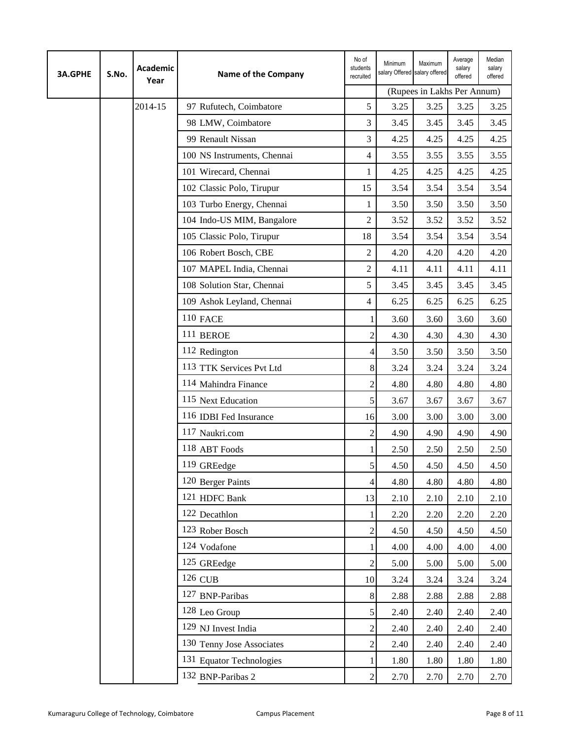| 3A.GPHE | S.No. | Academic Year | Name of the Company | No of students recruited | Minimum salary Offered | Maximum salary offered | Average salary offered | Median salary offered |
|---|---|---|---|---|---|---|---|---|
| | | | | | (Rupees in Lakhs Per Annum) | | | |
| | | 2014-15 | 97 Rufutech, Coimbatore | 5 | 3.25 | 3.25 | 3.25 | 3.25 |
| | | | 98 LMW, Coimbatore | 3 | 3.45 | 3.45 | 3.45 | 3.45 |
| | | | 99 Renault Nissan | 3 | 4.25 | 4.25 | 4.25 | 4.25 |
| | | | 100 NS Instruments, Chennai | 4 | 3.55 | 3.55 | 3.55 | 3.55 |
| | | | 101 Wirecard, Chennai | 1 | 4.25 | 4.25 | 4.25 | 4.25 |
| | | | 102 Classic Polo, Tirupur | 15 | 3.54 | 3.54 | 3.54 | 3.54 |
| | | | 103 Turbo Energy, Chennai | 1 | 3.50 | 3.50 | 3.50 | 3.50 |
| | | | 104 Indo-US MIM, Bangalore | 2 | 3.52 | 3.52 | 3.52 | 3.52 |
| | | | 105 Classic Polo, Tirupur | 18 | 3.54 | 3.54 | 3.54 | 3.54 |
| | | | 106 Robert Bosch, CBE | 2 | 4.20 | 4.20 | 4.20 | 4.20 |
| | | | 107 MAPEL India, Chennai | 2 | 4.11 | 4.11 | 4.11 | 4.11 |
| | | | 108 Solution Star, Chennai | 5 | 3.45 | 3.45 | 3.45 | 3.45 |
| | | | 109 Ashok Leyland, Chennai | 4 | 6.25 | 6.25 | 6.25 | 6.25 |
| | | | 110 FACE | 1 | 3.60 | 3.60 | 3.60 | 3.60 |
| | | | 111 BEROE | 2 | 4.30 | 4.30 | 4.30 | 4.30 |
| | | | 112 Redington | 4 | 3.50 | 3.50 | 3.50 | 3.50 |
| | | | 113 TTK Services Pvt Ltd | 8 | 3.24 | 3.24 | 3.24 | 3.24 |
| | | | 114 Mahindra Finance | 2 | 4.80 | 4.80 | 4.80 | 4.80 |
| | | | 115 Next Education | 5 | 3.67 | 3.67 | 3.67 | 3.67 |
| | | | 116 IDBI Fed Insurance | 16 | 3.00 | 3.00 | 3.00 | 3.00 |
| | | | 117 Naukri.com | 2 | 4.90 | 4.90 | 4.90 | 4.90 |
| | | | 118 ABT Foods | 1 | 2.50 | 2.50 | 2.50 | 2.50 |
| | | | 119 GREedge | 5 | 4.50 | 4.50 | 4.50 | 4.50 |
| | | | 120 Berger Paints | 4 | 4.80 | 4.80 | 4.80 | 4.80 |
| | | | 121 HDFC Bank | 13 | 2.10 | 2.10 | 2.10 | 2.10 |
| | | | 122 Decathlon | 1 | 2.20 | 2.20 | 2.20 | 2.20 |
| | | | 123 Rober Bosch | 2 | 4.50 | 4.50 | 4.50 | 4.50 |
| | | | 124 Vodafone | 1 | 4.00 | 4.00 | 4.00 | 4.00 |
| | | | 125 GREedge | 2 | 5.00 | 5.00 | 5.00 | 5.00 |
| | | | 126 CUB | 10 | 3.24 | 3.24 | 3.24 | 3.24 |
| | | | 127 BNP-Paribas | 8 | 2.88 | 2.88 | 2.88 | 2.88 |
| | | | 128 Leo Group | 5 | 2.40 | 2.40 | 2.40 | 2.40 |
| | | | 129 NJ Invest India | 2 | 2.40 | 2.40 | 2.40 | 2.40 |
| | | | 130 Tenny Jose Associates | 2 | 2.40 | 2.40 | 2.40 | 2.40 |
| | | | 131 Equator Technologies | 1 | 1.80 | 1.80 | 1.80 | 1.80 |
| | | | 132 BNP-Paribas 2 | 2 | 2.70 | 2.70 | 2.70 | 2.70 |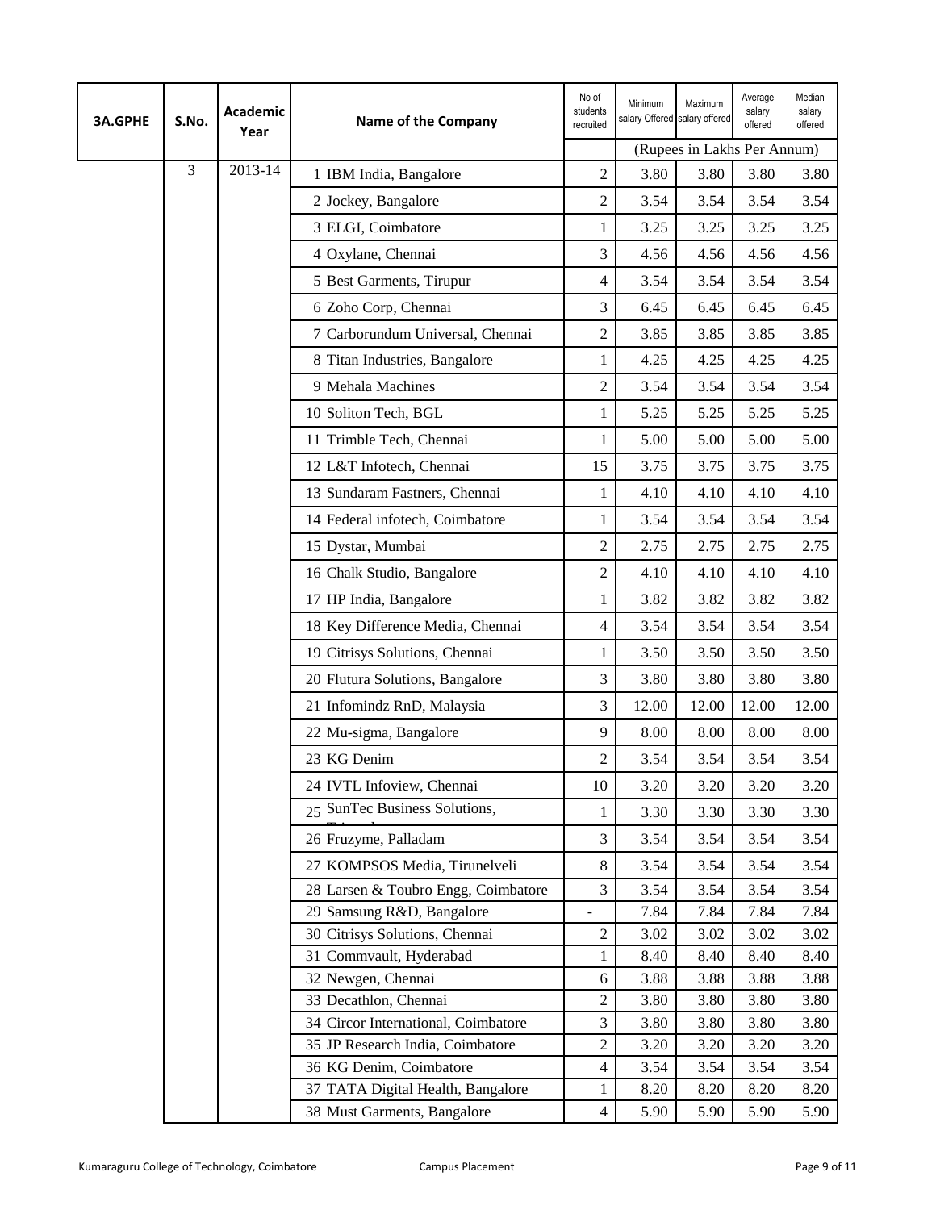| 3A.GPHE | S.No. | Academic Year | Name of the Company | No of students recruited | Minimum salary Offered | Maximum salary offered | Average salary offered | Median salary offered |
|---|---|---|---|---|---|---|---|---|
| | | | | | (Rupees in Lakhs Per Annum) | | | |
| | 3 | 2013-14 | 1 IBM India, Bangalore | 2 | 3.80 | 3.80 | 3.80 | 3.80 |
| | | | 2 Jockey, Bangalore | 2 | 3.54 | 3.54 | 3.54 | 3.54 |
| | | | 3 ELGI, Coimbatore | 1 | 3.25 | 3.25 | 3.25 | 3.25 |
| | | | 4 Oxylane, Chennai | 3 | 4.56 | 4.56 | 4.56 | 4.56 |
| | | | 5 Best Garments, Tirupur | 4 | 3.54 | 3.54 | 3.54 | 3.54 |
| | | | 6 Zoho Corp, Chennai | 3 | 6.45 | 6.45 | 6.45 | 6.45 |
| | | | 7 Carborundum Universal, Chennai | 2 | 3.85 | 3.85 | 3.85 | 3.85 |
| | | | 8 Titan Industries, Bangalore | 1 | 4.25 | 4.25 | 4.25 | 4.25 |
| | | | 9 Mehala Machines | 2 | 3.54 | 3.54 | 3.54 | 3.54 |
| | | | 10 Soliton Tech, BGL | 1 | 5.25 | 5.25 | 5.25 | 5.25 |
| | | | 11 Trimble Tech, Chennai | 1 | 5.00 | 5.00 | 5.00 | 5.00 |
| | | | 12 L&T Infotech, Chennai | 15 | 3.75 | 3.75 | 3.75 | 3.75 |
| | | | 13 Sundaram Fastners, Chennai | 1 | 4.10 | 4.10 | 4.10 | 4.10 |
| | | | 14 Federal infotech, Coimbatore | 1 | 3.54 | 3.54 | 3.54 | 3.54 |
| | | | 15 Dystar, Mumbai | 2 | 2.75 | 2.75 | 2.75 | 2.75 |
| | | | 16 Chalk Studio, Bangalore | 2 | 4.10 | 4.10 | 4.10 | 4.10 |
| | | | 17 HP India, Bangalore | 1 | 3.82 | 3.82 | 3.82 | 3.82 |
| | | | 18 Key Difference Media, Chennai | 4 | 3.54 | 3.54 | 3.54 | 3.54 |
| | | | 19 Citrisys Solutions, Chennai | 1 | 3.50 | 3.50 | 3.50 | 3.50 |
| | | | 20 Flutura Solutions, Bangalore | 3 | 3.80 | 3.80 | 3.80 | 3.80 |
| | | | 21 Infomindz RnD, Malaysia | 3 | 12.00 | 12.00 | 12.00 | 12.00 |
| | | | 22 Mu-sigma, Bangalore | 9 | 8.00 | 8.00 | 8.00 | 8.00 |
| | | | 23 KG Denim | 2 | 3.54 | 3.54 | 3.54 | 3.54 |
| | | | 24 IVTL Infoview, Chennai | 10 | 3.20 | 3.20 | 3.20 | 3.20 |
| | | | 25 SunTec Business Solutions, Trivandrum | 1 | 3.30 | 3.30 | 3.30 | 3.30 |
| | | | 26 Fruzyme, Palladam | 3 | 3.54 | 3.54 | 3.54 | 3.54 |
| | | | 27 KOMPSOS Media, Tirunelveli | 8 | 3.54 | 3.54 | 3.54 | 3.54 |
| | | | 28 Larsen & Toubro Engg, Coimbatore | 3 | 3.54 | 3.54 | 3.54 | 3.54 |
| | | | 29 Samsung R&D, Bangalore | - | 7.84 | 7.84 | 7.84 | 7.84 |
| | | | 30 Citrisys Solutions, Chennai | 2 | 3.02 | 3.02 | 3.02 | 3.02 |
| | | | 31 Commvault, Hyderabad | 1 | 8.40 | 8.40 | 8.40 | 8.40 |
| | | | 32 Newgen, Chennai | 6 | 3.88 | 3.88 | 3.88 | 3.88 |
| | | | 33 Decathlon, Chennai | 2 | 3.80 | 3.80 | 3.80 | 3.80 |
| | | | 34 Circor International, Coimbatore | 3 | 3.80 | 3.80 | 3.80 | 3.80 |
| | | | 35 JP Research India, Coimbatore | 2 | 3.20 | 3.20 | 3.20 | 3.20 |
| | | | 36 KG Denim, Coimbatore | 4 | 3.54 | 3.54 | 3.54 | 3.54 |
| | | | 37 TATA Digital Health, Bangalore | 1 | 8.20 | 8.20 | 8.20 | 8.20 |
| | | | 38 Must Garments, Bangalore | 4 | 5.90 | 5.90 | 5.90 | 5.90 |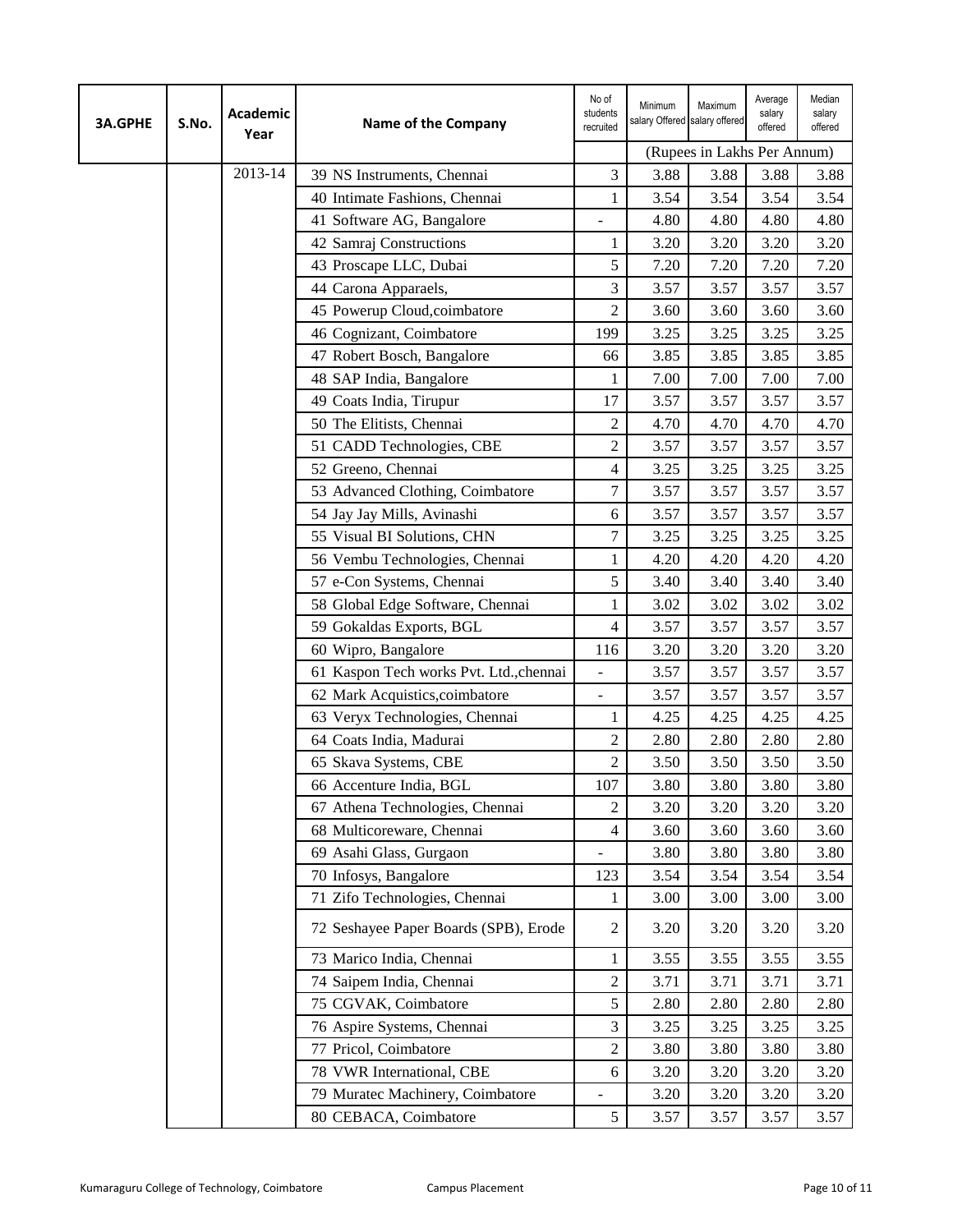| 3A.GPHE | S.No. | Academic Year | Name of the Company | No of students recruited | Minimum salary Offered | Maximum salary offered | Average salary offered | Median salary offered |
|---|---|---|---|---|---|---|---|---|
| | | | | | (Rupees in Lakhs Per Annum) | | | |
| | | 2013-14 | 39 NS Instruments, Chennai | 3 | 3.88 | 3.88 | 3.88 | 3.88 |
| | | | 40 Intimate Fashions, Chennai | 1 | 3.54 | 3.54 | 3.54 | 3.54 |
| | | | 41 Software AG, Bangalore | - | 4.80 | 4.80 | 4.80 | 4.80 |
| | | | 42 Samraj Constructions | 1 | 3.20 | 3.20 | 3.20 | 3.20 |
| | | | 43 Proscape LLC, Dubai | 5 | 7.20 | 7.20 | 7.20 | 7.20 |
| | | | 44 Carona Apparaels, | 3 | 3.57 | 3.57 | 3.57 | 3.57 |
| | | | 45 Powerup Cloud,coimbatore | 2 | 3.60 | 3.60 | 3.60 | 3.60 |
| | | | 46 Cognizant, Coimbatore | 199 | 3.25 | 3.25 | 3.25 | 3.25 |
| | | | 47 Robert Bosch, Bangalore | 66 | 3.85 | 3.85 | 3.85 | 3.85 |
| | | | 48 SAP India, Bangalore | 1 | 7.00 | 7.00 | 7.00 | 7.00 |
| | | | 49 Coats India, Tirupur | 17 | 3.57 | 3.57 | 3.57 | 3.57 |
| | | | 50 The Elitists, Chennai | 2 | 4.70 | 4.70 | 4.70 | 4.70 |
| | | | 51 CADD Technologies, CBE | 2 | 3.57 | 3.57 | 3.57 | 3.57 |
| | | | 52 Greeno, Chennai | 4 | 3.25 | 3.25 | 3.25 | 3.25 |
| | | | 53 Advanced Clothing, Coimbatore | 7 | 3.57 | 3.57 | 3.57 | 3.57 |
| | | | 54 Jay Jay Mills, Avinashi | 6 | 3.57 | 3.57 | 3.57 | 3.57 |
| | | | 55 Visual BI Solutions, CHN | 7 | 3.25 | 3.25 | 3.25 | 3.25 |
| | | | 56 Vembu Technologies, Chennai | 1 | 4.20 | 4.20 | 4.20 | 4.20 |
| | | | 57 e-Con Systems, Chennai | 5 | 3.40 | 3.40 | 3.40 | 3.40 |
| | | | 58 Global Edge Software, Chennai | 1 | 3.02 | 3.02 | 3.02 | 3.02 |
| | | | 59 Gokaldas Exports, BGL | 4 | 3.57 | 3.57 | 3.57 | 3.57 |
| | | | 60 Wipro, Bangalore | 116 | 3.20 | 3.20 | 3.20 | 3.20 |
| | | | 61 Kaspon Tech works Pvt. Ltd.,chennai | - | 3.57 | 3.57 | 3.57 | 3.57 |
| | | | 62 Mark Acquistics,coimbatore | - | 3.57 | 3.57 | 3.57 | 3.57 |
| | | | 63 Veryx Technologies, Chennai | 1 | 4.25 | 4.25 | 4.25 | 4.25 |
| | | | 64 Coats India, Madurai | 2 | 2.80 | 2.80 | 2.80 | 2.80 |
| | | | 65 Skava Systems, CBE | 2 | 3.50 | 3.50 | 3.50 | 3.50 |
| | | | 66 Accenture India, BGL | 107 | 3.80 | 3.80 | 3.80 | 3.80 |
| | | | 67 Athena Technologies, Chennai | 2 | 3.20 | 3.20 | 3.20 | 3.20 |
| | | | 68 Multicoreware, Chennai | 4 | 3.60 | 3.60 | 3.60 | 3.60 |
| | | | 69 Asahi Glass, Gurgaon | - | 3.80 | 3.80 | 3.80 | 3.80 |
| | | | 70 Infosys, Bangalore | 123 | 3.54 | 3.54 | 3.54 | 3.54 |
| | | | 71 Zifo Technologies, Chennai | 1 | 3.00 | 3.00 | 3.00 | 3.00 |
| | | | 72 Seshayee Paper Boards (SPB), Erode | 2 | 3.20 | 3.20 | 3.20 | 3.20 |
| | | | 73 Marico India, Chennai | 1 | 3.55 | 3.55 | 3.55 | 3.55 |
| | | | 74 Saipem India, Chennai | 2 | 3.71 | 3.71 | 3.71 | 3.71 |
| | | | 75 CGVAK, Coimbatore | 5 | 2.80 | 2.80 | 2.80 | 2.80 |
| | | | 76 Aspire Systems, Chennai | 3 | 3.25 | 3.25 | 3.25 | 3.25 |
| | | | 77 Pricol, Coimbatore | 2 | 3.80 | 3.80 | 3.80 | 3.80 |
| | | | 78 VWR International, CBE | 6 | 3.20 | 3.20 | 3.20 | 3.20 |
| | | | 79 Muratec Machinery, Coimbatore | - | 3.20 | 3.20 | 3.20 | 3.20 |
| | | | 80 CEBACA, Coimbatore | 5 | 3.57 | 3.57 | 3.57 | 3.57 |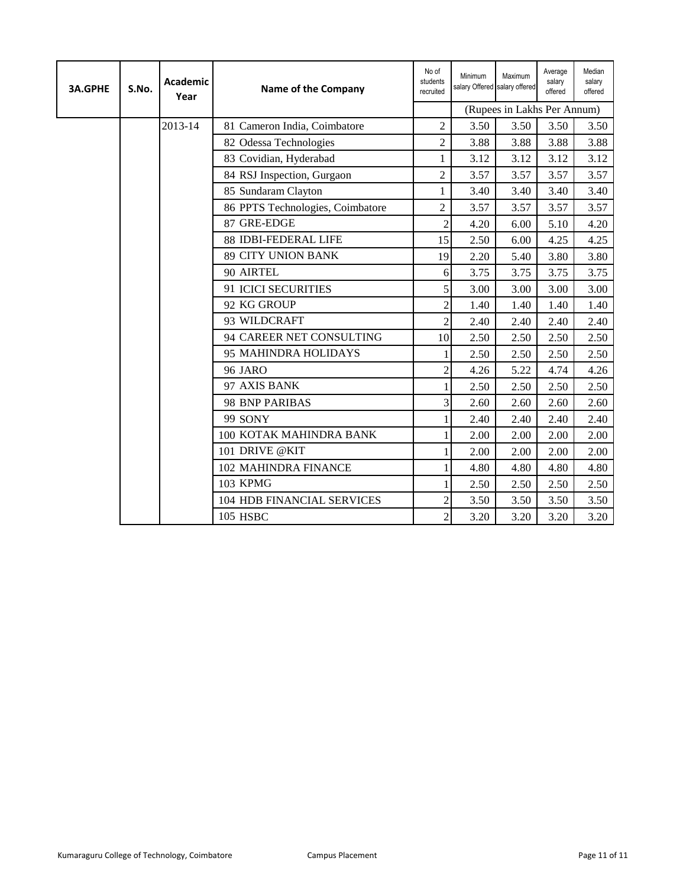| 3A.GPHE | S.No. | Academic Year | Name of the Company | No of students recruited | Minimum salary Offered | Maximum salary offered | Average salary offered | Median salary offered |
|---|---|---|---|---|---|---|---|---|
| | | | | | (Rupees in Lakhs Per Annum) | | | |
| | | 2013-14 | 81 Cameron India, Coimbatore | 2 | 3.50 | 3.50 | 3.50 | 3.50 |
| | | | 82 Odessa Technologies | 2 | 3.88 | 3.88 | 3.88 | 3.88 |
| | | | 83 Covidian, Hyderabad | 1 | 3.12 | 3.12 | 3.12 | 3.12 |
| | | | 84 RSJ Inspection, Gurgaon | 2 | 3.57 | 3.57 | 3.57 | 3.57 |
| | | | 85 Sundaram Clayton | 1 | 3.40 | 3.40 | 3.40 | 3.40 |
| | | | 86 PPTS Technologies, Coimbatore | 2 | 3.57 | 3.57 | 3.57 | 3.57 |
| | | | 87 GRE-EDGE | 2 | 4.20 | 6.00 | 5.10 | 4.20 |
| | | | 88 IDBI-FEDERAL LIFE | 15 | 2.50 | 6.00 | 4.25 | 4.25 |
| | | | 89 CITY UNION BANK | 19 | 2.20 | 5.40 | 3.80 | 3.80 |
| | | | 90 AIRTEL | 6 | 3.75 | 3.75 | 3.75 | 3.75 |
| | | | 91 ICICI SECURITIES | 5 | 3.00 | 3.00 | 3.00 | 3.00 |
| | | | 92 KG GROUP | 2 | 1.40 | 1.40 | 1.40 | 1.40 |
| | | | 93 WILDCRAFT | 2 | 2.40 | 2.40 | 2.40 | 2.40 |
| | | | 94 CAREER NET CONSULTING | 10 | 2.50 | 2.50 | 2.50 | 2.50 |
| | | | 95 MAHINDRA HOLIDAYS | 1 | 2.50 | 2.50 | 2.50 | 2.50 |
| | | | 96 JARO | 2 | 4.26 | 5.22 | 4.74 | 4.26 |
| | | | 97 AXIS BANK | 1 | 2.50 | 2.50 | 2.50 | 2.50 |
| | | | 98 BNP PARIBAS | 3 | 2.60 | 2.60 | 2.60 | 2.60 |
| | | | 99 SONY | 1 | 2.40 | 2.40 | 2.40 | 2.40 |
| | | | 100 KOTAK MAHINDRA BANK | 1 | 2.00 | 2.00 | 2.00 | 2.00 |
| | | | 101 DRIVE @KIT | 1 | 2.00 | 2.00 | 2.00 | 2.00 |
| | | | 102 MAHINDRA FINANCE | 1 | 4.80 | 4.80 | 4.80 | 4.80 |
| | | | 103 KPMG | 1 | 2.50 | 2.50 | 2.50 | 2.50 |
| | | | 104 HDB FINANCIAL SERVICES | 2 | 3.50 | 3.50 | 3.50 | 3.50 |
| | | | 105 HSBC | 2 | 3.20 | 3.20 | 3.20 | 3.20 |